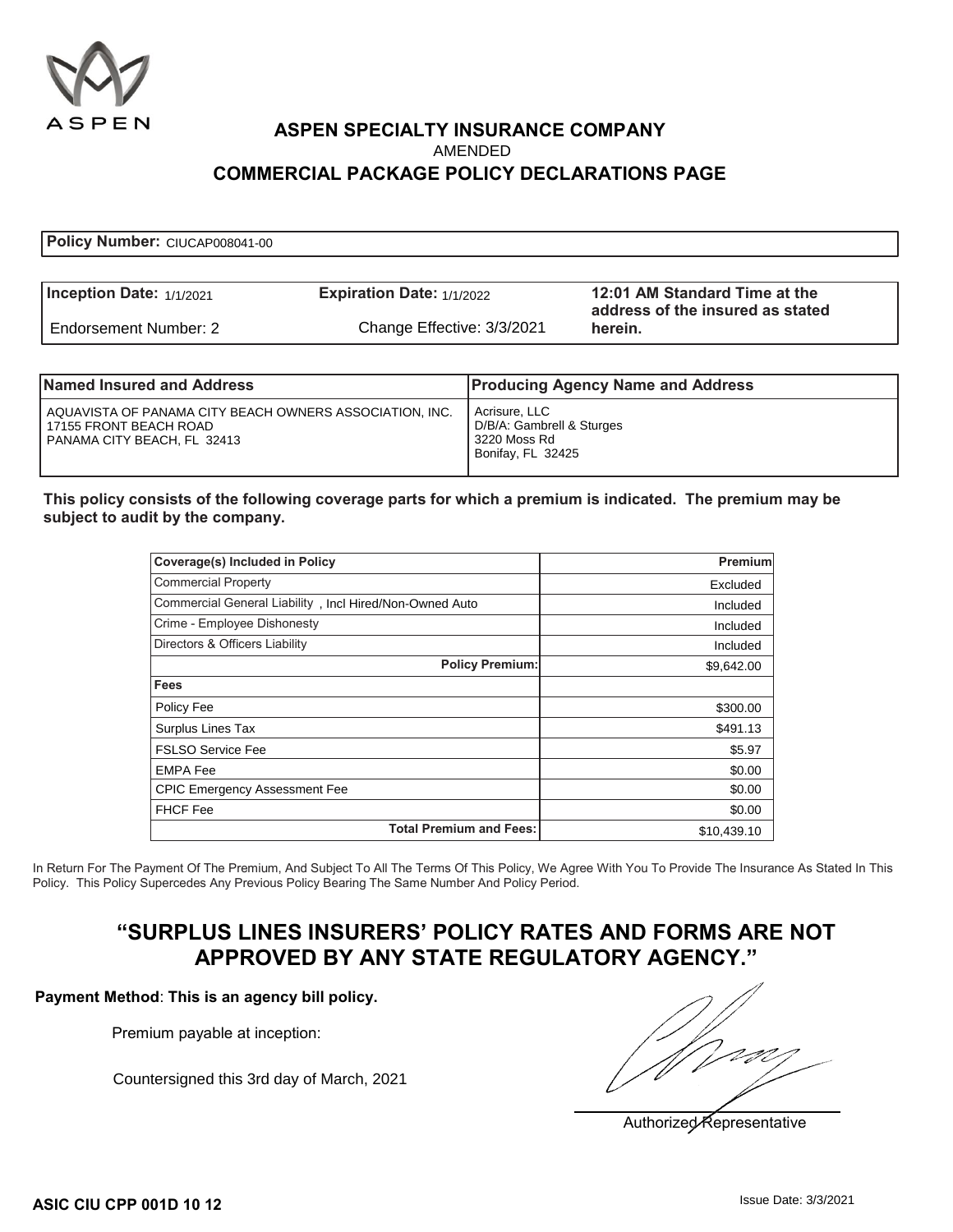ASPEN

# ASPEN SPECIALTY INSURANCE COMPANY

AMENDED

## COMMERCIAL PACKAGE POLICY DECLARATIONS PAGE

**Policy Number:** CIUCAP008041-00

| **Inception Date:** 1/1/2021 | **Expiration Date:** 1/1/2022 | **12:01 AM Standard Time at the address of the insured as stated herein.** |
|---|---|---|
| Endorsement Number: 2 | Change Effective: 3/3/2021 | |

| **Named Insured and Address** | **Producing Agency Name and Address** |
|---|---|
| AQUAVISTA OF PANAMA CITY BEACH OWNERS ASSOCIATION, INC.<br>17155 FRONT BEACH ROAD<br>PANAMA CITY BEACH, FL 32413 | Acrisure, LLC<br>D/B/A: Gambrell & Sturges<br>3220 Moss Rd<br>Bonifay, FL 32425 |

**This policy consists of the following coverage parts for which a premium is indicated. The premium may be subject to audit by the company.**

| **Coverage(s) Included in Policy** | **Premium** |
|---|---|
| Commercial Property | Excluded |
| Commercial General Liability , Incl Hired/Non-Owned Auto | Included |
| Crime - Employee Dishonesty | Included |
| Directors & Officers Liability | Included |
| **Policy Premium:** | $9,642.00 |
| **Fees** | |
| Policy Fee | $300.00 |
| Surplus Lines Tax | $491.13 |
| FSLSO Service Fee | $5.97 |
| EMPA Fee | $0.00 |
| CPIC Emergency Assessment Fee | $0.00 |
| FHCF Fee | $0.00 |
| **Total Premium and Fees:** | $10,439.10 |

In Return For The Payment Of The Premium, And Subject To All The Terms Of This Policy, We Agree With You To Provide The Insurance As Stated In This Policy. This Policy Supercedes Any Previous Policy Bearing The Same Number And Policy Period.

## "SURPLUS LINES INSURERS' POLICY RATES AND FORMS ARE NOT APPROVED BY ANY STATE REGULATORY AGENCY."

**Payment Method**: **This is an agency bill policy.**

Premium payable at inception:

Countersigned this 3rd day of March, 2021

Authorized Representative

**ASIC CIU CPP 001D 10 12**

Issue Date: 3/3/2021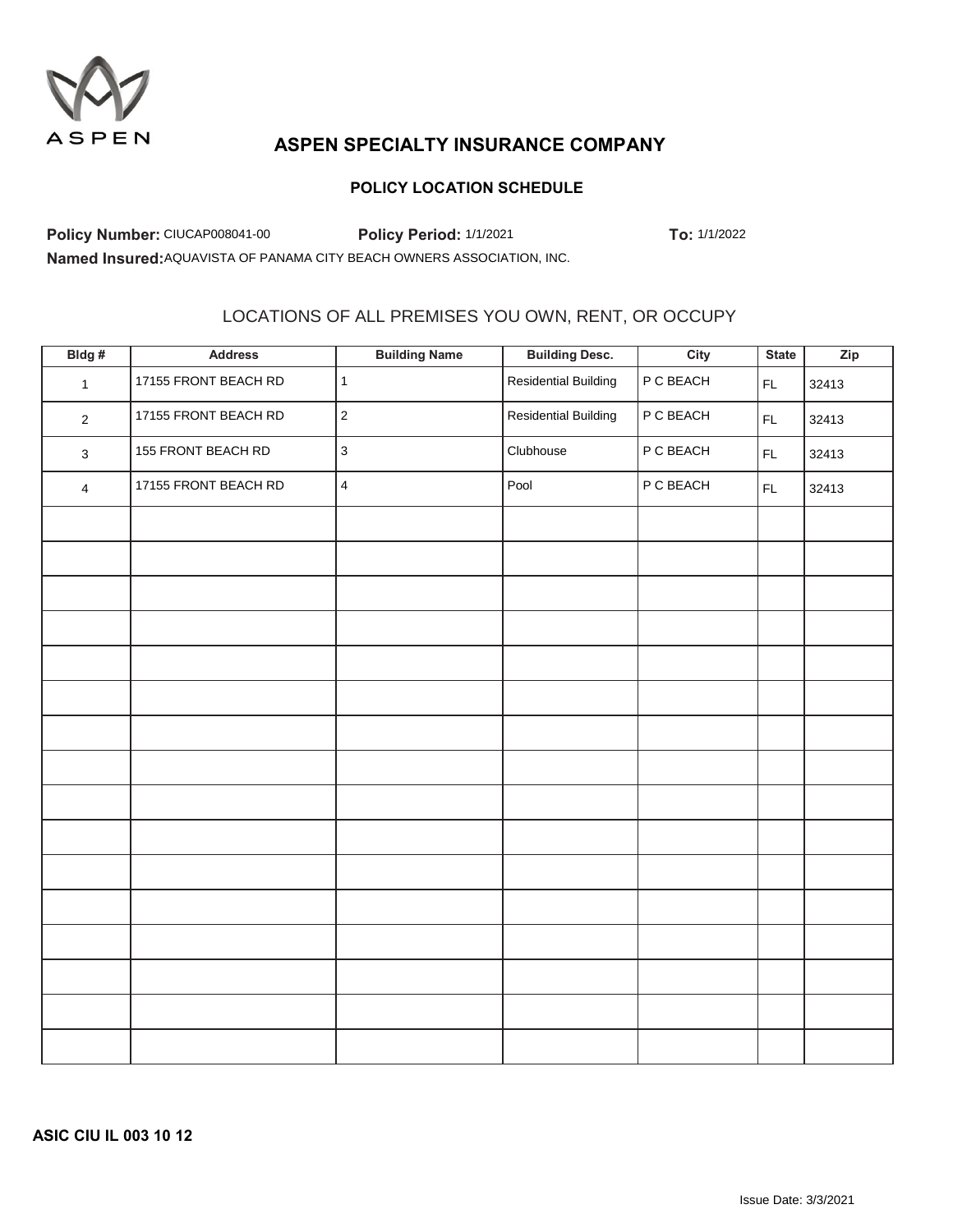ASPEN

# ASPEN SPECIALTY INSURANCE COMPANY

## POLICY LOCATION SCHEDULE

**Policy Number:** CIUCAP008041-00 **Policy Period:** 1/1/2021 **To:** 1/1/2022

**Named Insured:** AQUAVISTA OF PANAMA CITY BEACH OWNERS ASSOCIATION, INC.

LOCATIONS OF ALL PREMISES YOU OWN, RENT, OR OCCUPY

| Bldg # | Address | Building Name | Building Desc. | City | State | Zip |
|---|---|---|---|---|---|---|
| 1 | 17155 FRONT BEACH RD | 1 | Residential Building | P C BEACH | FL | 32413 |
| 2 | 17155 FRONT BEACH RD | 2 | Residential Building | P C BEACH | FL | 32413 |
| 3 | 155 FRONT BEACH RD | 3 | Clubhouse | P C BEACH | FL | 32413 |
| 4 | 17155 FRONT BEACH RD | 4 | Pool | P C BEACH | FL | 32413 |
| | | | | | | |
| | | | | | | |
| | | | | | | |
| | | | | | | |
| | | | | | | |
| | | | | | | |
| | | | | | | |
| | | | | | | |
| | | | | | | |
| | | | | | | |
| | | | | | | |
| | | | | | | |
| | | | | | | |
| | | | | | | |
| | | | | | | |
| | | | | | | |

**ASIC CIU IL 003 10 12**

Issue Date: 3/3/2021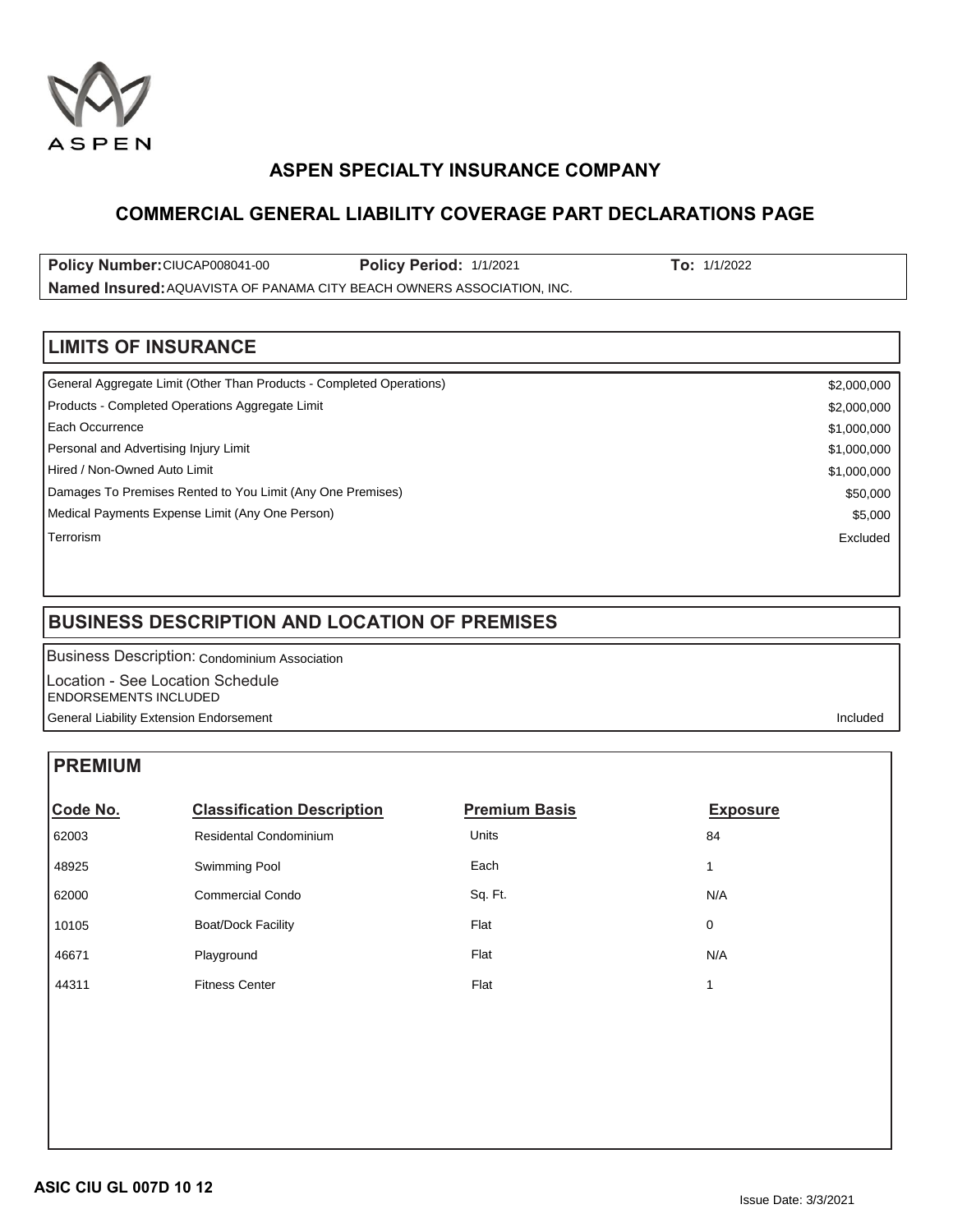ASPEN

# ASPEN SPECIALTY INSURANCE COMPANY

## COMMERCIAL GENERAL LIABILITY COVERAGE PART DECLARATIONS PAGE

**Policy Number:** CIUCAP008041-00 **Policy Period:** 1/1/2021 **To:** 1/1/2022

**Named Insured:** AQUAVISTA OF PANAMA CITY BEACH OWNERS ASSOCIATION, INC.

## LIMITS OF INSURANCE

| | |
|---|---|
| General Aggregate Limit (Other Than Products - Completed Operations) | $2,000,000 |
| Products - Completed Operations Aggregate Limit | $2,000,000 |
| Each Occurrence | $1,000,000 |
| Personal and Advertising Injury Limit | $1,000,000 |
| Hired / Non-Owned Auto Limit | $1,000,000 |
| Damages To Premises Rented to You Limit (Any One Premises) | $50,000 |
| Medical Payments Expense Limit (Any One Person) | $5,000 |
| Terrorism | Excluded |

## BUSINESS DESCRIPTION AND LOCATION OF PREMISES

Business Description: Condominium Association

Location - See Location Schedule

ENDORSEMENTS INCLUDED

| | |
|---|---|
| General Liability Extension Endorsement | Included |

## PREMIUM

| Code No. | Classification Description | Premium Basis | Exposure |
|---|---|---|---|
| 62003 | Residental Condominium | Units | 84 |
| 48925 | Swimming Pool | Each | 1 |
| 62000 | Commercial Condo | Sq. Ft. | N/A |
| 10105 | Boat/Dock Facility | Flat | 0 |
| 46671 | Playground | Flat | N/A |
| 44311 | Fitness Center | Flat | 1 |

ASIC CIU GL 007D 10 12

Issue Date: 3/3/2021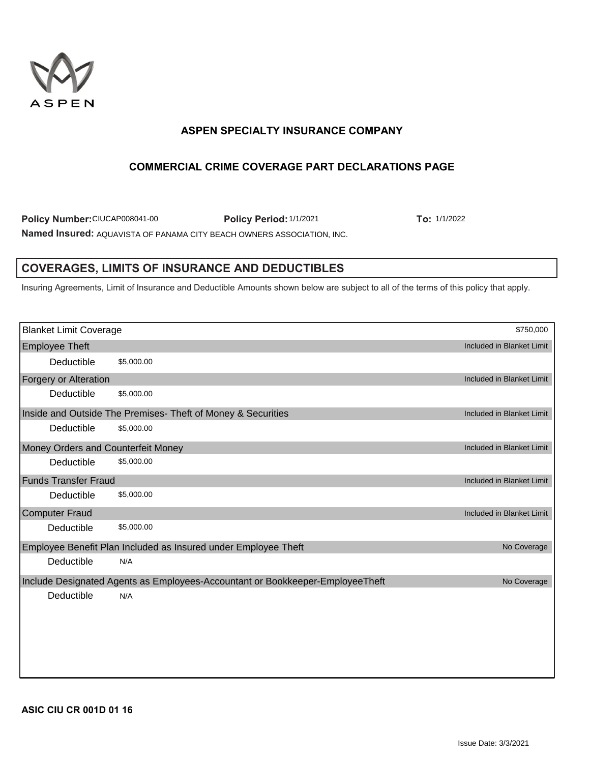ASPEN

## ASPEN SPECIALTY INSURANCE COMPANY

### COMMERCIAL CRIME COVERAGE PART DECLARATIONS PAGE

**Policy Number:** CIUCAP008041-00 **Policy Period:** 1/1/2021 **To:** 1/1/2022

**Named Insured:** AQUAVISTA OF PANAMA CITY BEACH OWNERS ASSOCIATION, INC.

## COVERAGES, LIMITS OF INSURANCE AND DEDUCTIBLES

Insuring Agreements, Limit of Insurance and Deductible Amounts shown below are subject to all of the terms of this policy that apply.

| Coverage | | Limit |
|---|---|---|
| Blanket Limit Coverage | | $750,000 |
| Employee Theft | | Included in Blanket Limit |
| Deductible | $5,000.00 | |
| Forgery or Alteration | | Included in Blanket Limit |
| Deductible | $5,000.00 | |
| Inside and Outside The Premises- Theft of Money & Securities | | Included in Blanket Limit |
| Deductible | $5,000.00 | |
| Money Orders and Counterfeit Money | | Included in Blanket Limit |
| Deductible | $5,000.00 | |
| Funds Transfer Fraud | | Included in Blanket Limit |
| Deductible | $5,000.00 | |
| Computer Fraud | | Included in Blanket Limit |
| Deductible | $5,000.00 | |
| Employee Benefit Plan Included as Insured under Employee Theft | | No Coverage |
| Deductible | N/A | |
| Include Designated Agents as Employees-Accountant or Bookkeeper-EmployeeTheft | | No Coverage |
| Deductible | N/A | |

**ASIC CIU CR 001D 01 16**

Issue Date: 3/3/2021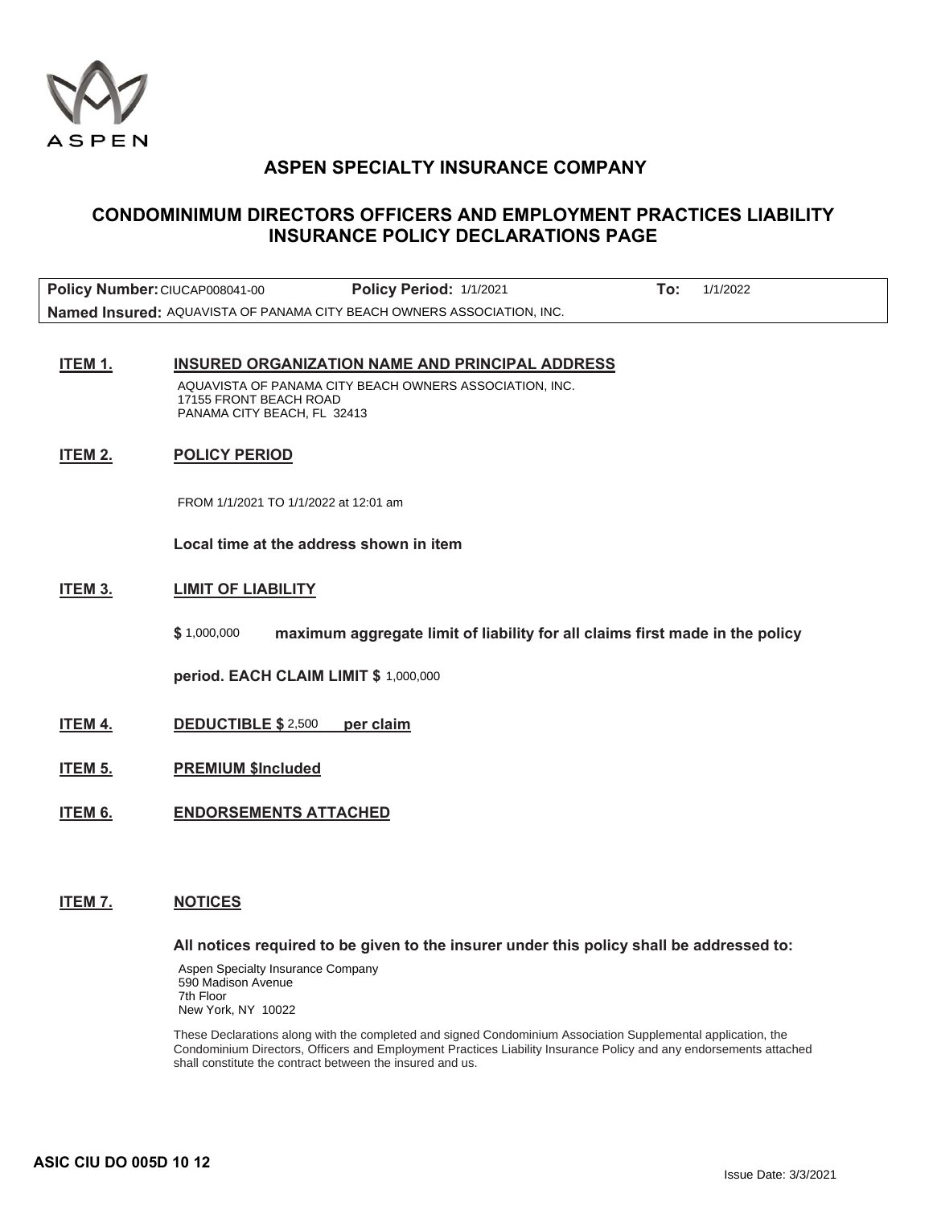ASPEN

# ASPEN SPECIALTY INSURANCE COMPANY

## CONDOMINIMUM DIRECTORS OFFICERS AND EMPLOYMENT PRACTICES LIABILITY INSURANCE POLICY DECLARATIONS PAGE

| **Policy Number:** CIUCAP008041-00 | **Policy Period:** 1/1/2021 | **To:** 1/1/2022 |
|---|---|---|
| **Named Insured:** AQUAVISTA OF PANAMA CITY BEACH OWNERS ASSOCIATION, INC. | | |

**ITEM 1.** **INSURED ORGANIZATION NAME AND PRINCIPAL ADDRESS**

AQUAVISTA OF PANAMA CITY BEACH OWNERS ASSOCIATION, INC.
17155 FRONT BEACH ROAD
PANAMA CITY BEACH, FL 32413

**ITEM 2.** **POLICY PERIOD**

FROM 1/1/2021 TO 1/1/2022 at 12:01 am

**Local time at the address shown in item**

**ITEM 3.** **LIMIT OF LIABILITY**

**$** 1,000,000 **maximum aggregate limit of liability for all claims first made in the policy period. EACH CLAIM LIMIT $** 1,000,000

**ITEM 4.** **DEDUCTIBLE $** 2,500 **per claim**

**ITEM 5.** **PREMIUM $Included**

**ITEM 6.** **ENDORSEMENTS ATTACHED**

**ITEM 7.** **NOTICES**

**All notices required to be given to the insurer under this policy shall be addressed to:**

Aspen Specialty Insurance Company
590 Madison Avenue
7th Floor
New York, NY 10022

These Declarations along with the completed and signed Condominium Association Supplemental application, the Condominium Directors, Officers and Employment Practices Liability Insurance Policy and any endorsements attached shall constitute the contract between the insured and us.

**ASIC CIU DO 005D 10 12**

Issue Date: 3/3/2021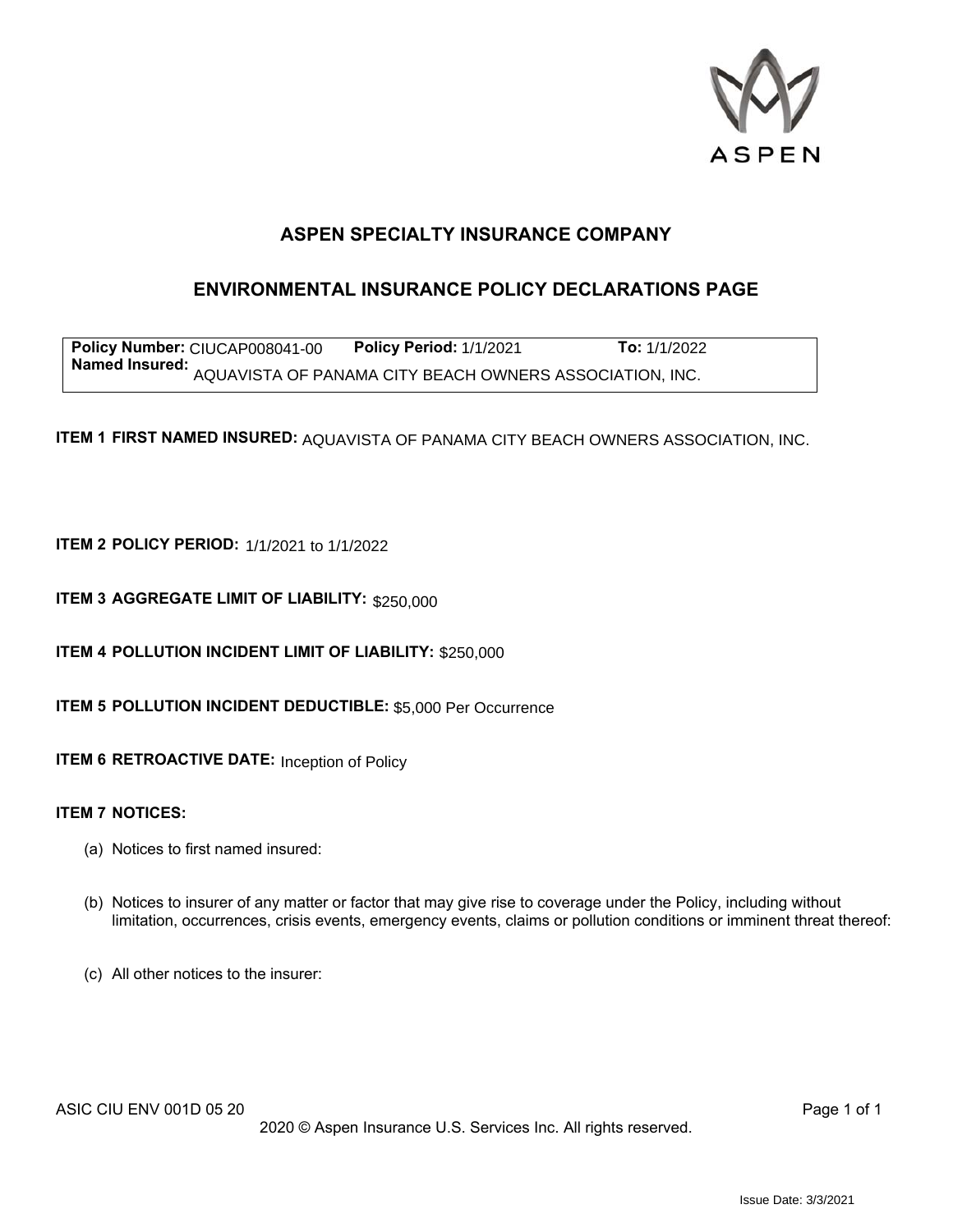# ASPEN SPECIALTY INSURANCE COMPANY

## ENVIRONMENTAL INSURANCE POLICY DECLARATIONS PAGE

| **Policy Number:** CIUCAP008041-00 | **Policy Period:** 1/1/2021 | **To:** 1/1/2022 |
|---|---|---|
| **Named Insured:** AQUAVISTA OF PANAMA CITY BEACH OWNERS ASSOCIATION, INC. | | |

**ITEM 1 FIRST NAMED INSURED:** AQUAVISTA OF PANAMA CITY BEACH OWNERS ASSOCIATION, INC.

**ITEM 2 POLICY PERIOD:** 1/1/2021 to 1/1/2022

**ITEM 3 AGGREGATE LIMIT OF LIABILITY:** $250,000

**ITEM 4 POLLUTION INCIDENT LIMIT OF LIABILITY:** $250,000

**ITEM 5 POLLUTION INCIDENT DEDUCTIBLE:** $5,000 Per Occurrence

**ITEM 6 RETROACTIVE DATE:** Inception of Policy

**ITEM 7 NOTICES:**

(a) Notices to first named insured:

(b) Notices to insurer of any matter or factor that may give rise to coverage under the Policy, including without limitation, occurrences, crisis events, emergency events, claims or pollution conditions or imminent threat thereof:

(c) All other notices to the insurer:

ASIC CIU ENV 001D 05 20

2020 © Aspen Insurance U.S. Services Inc. All rights reserved.

Issue Date: 3/3/2021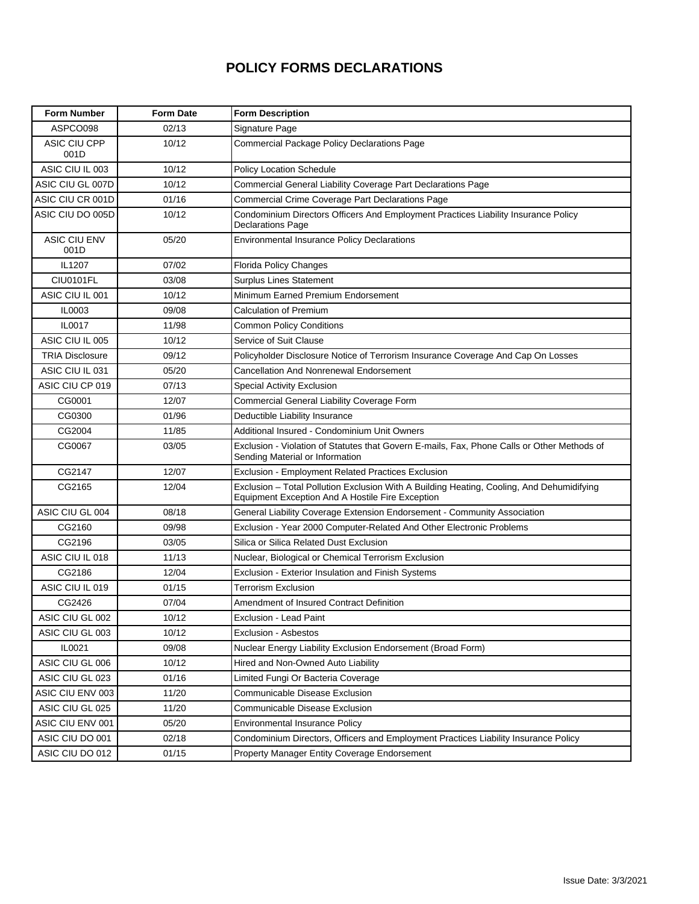# POLICY FORMS DECLARATIONS

| Form Number | Form Date | Form Description |
|---|---|---|
| ASPCO098 | 02/13 | Signature Page |
| ASIC CIU CPP 001D | 10/12 | Commercial Package Policy Declarations Page |
| ASIC CIU IL 003 | 10/12 | Policy Location Schedule |
| ASIC CIU GL 007D | 10/12 | Commercial General Liability Coverage Part Declarations Page |
| ASIC CIU CR 001D | 01/16 | Commercial Crime Coverage Part Declarations Page |
| ASIC CIU DO 005D | 10/12 | Condominium Directors Officers And Employment Practices Liability Insurance Policy Declarations Page |
| ASIC CIU ENV 001D | 05/20 | Environmental Insurance Policy Declarations |
| IL1207 | 07/02 | Florida Policy Changes |
| CIU0101FL | 03/08 | Surplus Lines Statement |
| ASIC CIU IL 001 | 10/12 | Minimum Earned Premium Endorsement |
| IL0003 | 09/08 | Calculation of Premium |
| IL0017 | 11/98 | Common Policy Conditions |
| ASIC CIU IL 005 | 10/12 | Service of Suit Clause |
| TRIA Disclosure | 09/12 | Policyholder Disclosure Notice of Terrorism Insurance Coverage And Cap On Losses |
| ASIC CIU IL 031 | 05/20 | Cancellation And Nonrenewal Endorsement |
| ASIC CIU CP 019 | 07/13 | Special Activity Exclusion |
| CG0001 | 12/07 | Commercial General Liability Coverage Form |
| CG0300 | 01/96 | Deductible Liability Insurance |
| CG2004 | 11/85 | Additional Insured - Condominium Unit Owners |
| CG0067 | 03/05 | Exclusion - Violation of Statutes that Govern E-mails, Fax, Phone Calls or Other Methods of Sending Material or Information |
| CG2147 | 12/07 | Exclusion - Employment Related Practices Exclusion |
| CG2165 | 12/04 | Exclusion – Total Pollution Exclusion With A Building Heating, Cooling, And Dehumidifying Equipment Exception And A Hostile Fire Exception |
| ASIC CIU GL 004 | 08/18 | General Liability Coverage Extension Endorsement - Community Association |
| CG2160 | 09/98 | Exclusion - Year 2000 Computer-Related And Other Electronic Problems |
| CG2196 | 03/05 | Silica or Silica Related Dust Exclusion |
| ASIC CIU IL 018 | 11/13 | Nuclear, Biological or Chemical Terrorism Exclusion |
| CG2186 | 12/04 | Exclusion - Exterior Insulation and Finish Systems |
| ASIC CIU IL 019 | 01/15 | Terrorism Exclusion |
| CG2426 | 07/04 | Amendment of Insured Contract Definition |
| ASIC CIU GL 002 | 10/12 | Exclusion - Lead Paint |
| ASIC CIU GL 003 | 10/12 | Exclusion - Asbestos |
| IL0021 | 09/08 | Nuclear Energy Liability Exclusion Endorsement (Broad Form) |
| ASIC CIU GL 006 | 10/12 | Hired and Non-Owned Auto Liability |
| ASIC CIU GL 023 | 01/16 | Limited Fungi Or Bacteria Coverage |
| ASIC CIU ENV 003 | 11/20 | Communicable Disease Exclusion |
| ASIC CIU GL 025 | 11/20 | Communicable Disease Exclusion |
| ASIC CIU ENV 001 | 05/20 | Environmental Insurance Policy |
| ASIC CIU DO 001 | 02/18 | Condominium Directors, Officers and Employment Practices Liability Insurance Policy |
| ASIC CIU DO 012 | 01/15 | Property Manager Entity Coverage Endorsement |

Issue Date: 3/3/2021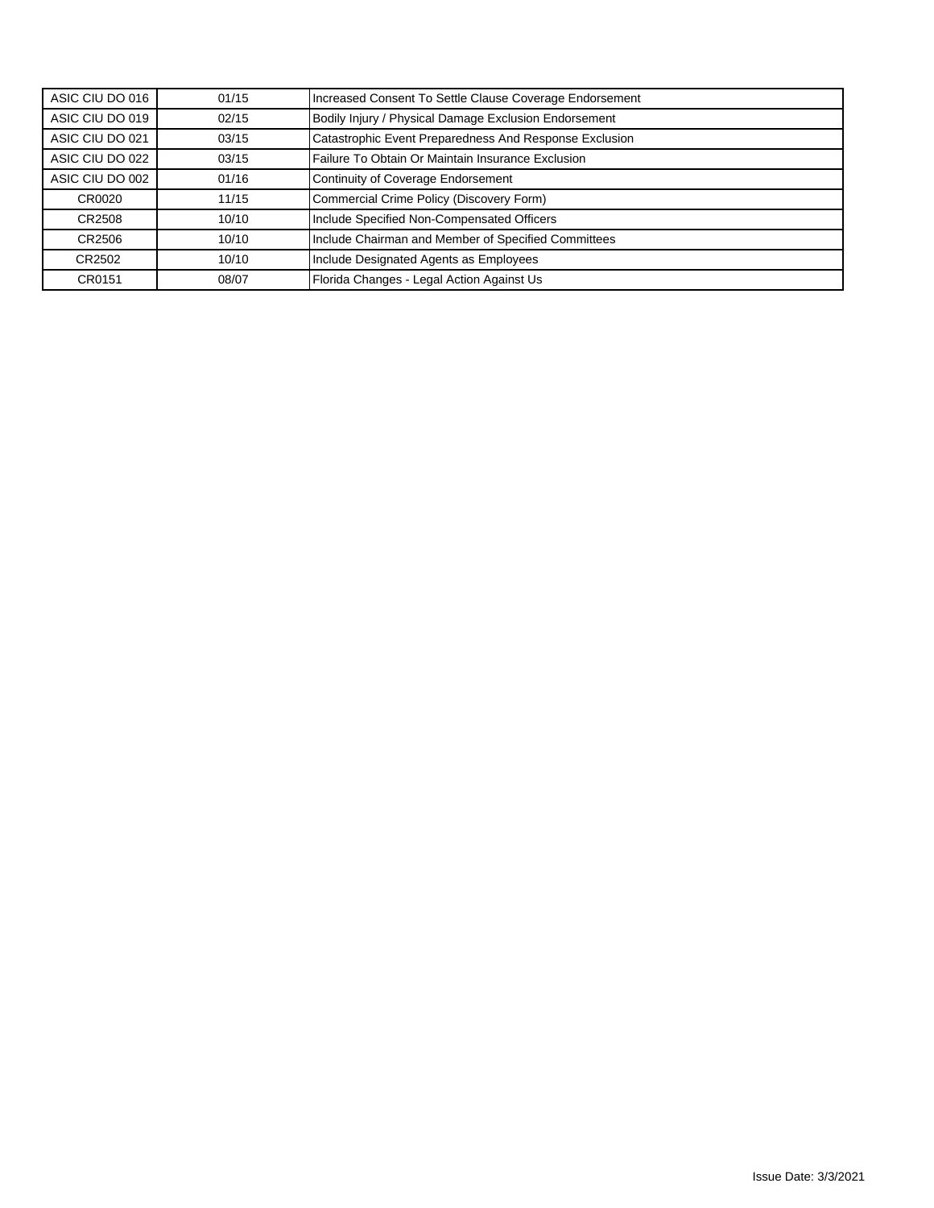| | | |
|---|---|---|
| ASIC CIU DO 016 | 01/15 | Increased Consent To Settle Clause Coverage Endorsement |
| ASIC CIU DO 019 | 02/15 | Bodily Injury / Physical Damage Exclusion Endorsement |
| ASIC CIU DO 021 | 03/15 | Catastrophic Event Preparedness And Response Exclusion |
| ASIC CIU DO 022 | 03/15 | Failure To Obtain Or Maintain Insurance Exclusion |
| ASIC CIU DO 002 | 01/16 | Continuity of Coverage Endorsement |
| CR0020 | 11/15 | Commercial Crime Policy (Discovery Form) |
| CR2508 | 10/10 | Include Specified Non-Compensated Officers |
| CR2506 | 10/10 | Include Chairman and Member of Specified Committees |
| CR2502 | 10/10 | Include Designated Agents as Employees |
| CR0151 | 08/07 | Florida Changes - Legal Action Against Us |

Issue Date: 3/3/2021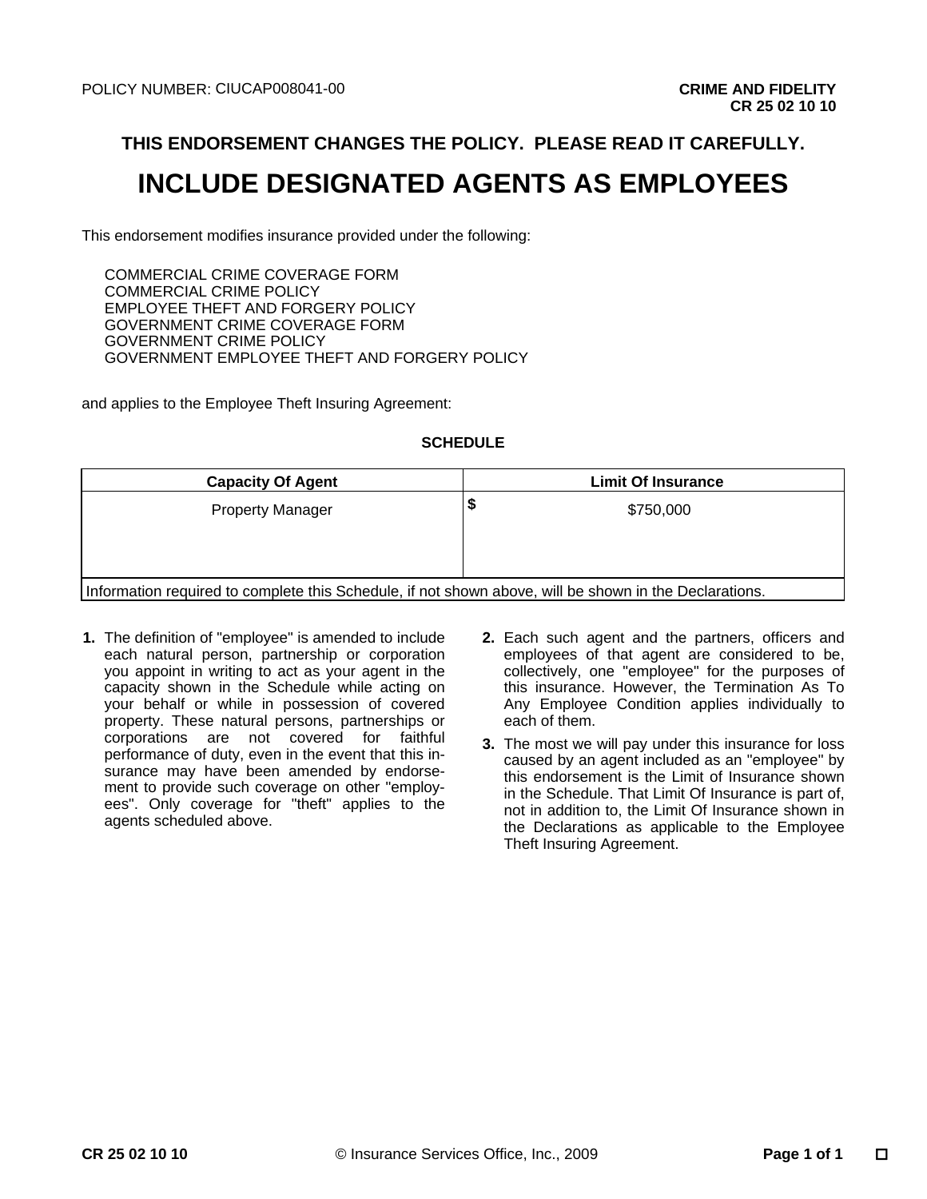POLICY NUMBER: CIUCAP008041-00

**CRIME AND FIDELITY**
**CR 25 02 10 10**

**THIS ENDORSEMENT CHANGES THE POLICY. PLEASE READ IT CAREFULLY.**

# INCLUDE DESIGNATED AGENTS AS EMPLOYEES

This endorsement modifies insurance provided under the following:

COMMERCIAL CRIME COVERAGE FORM
COMMERCIAL CRIME POLICY
EMPLOYEE THEFT AND FORGERY POLICY
GOVERNMENT CRIME COVERAGE FORM
GOVERNMENT CRIME POLICY
GOVERNMENT EMPLOYEE THEFT AND FORGERY POLICY

and applies to the Employee Theft Insuring Agreement:

**SCHEDULE**

| Capacity Of Agent | Limit Of Insurance |
|---|---|
| Property Manager | $ $750,000 |
| Information required to complete this Schedule, if not shown above, will be shown in the Declarations. | |

**1.** The definition of "employee" is amended to include each natural person, partnership or corporation you appoint in writing to act as your agent in the capacity shown in the Schedule while acting on your behalf or while in possession of covered property. These natural persons, partnerships or corporations are not covered for faithful performance of duty, even in the event that this insurance may have been amended by endorsement to provide such coverage on other "employees". Only coverage for "theft" applies to the agents scheduled above.

**2.** Each such agent and the partners, officers and employees of that agent are considered to be, collectively, one "employee" for the purposes of this insurance. However, the Termination As To Any Employee Condition applies individually to each of them.

**3.** The most we will pay under this insurance for loss caused by an agent included as an "employee" by this endorsement is the Limit of Insurance shown in the Schedule. That Limit Of Insurance is part of, not in addition to, the Limit Of Insurance shown in the Declarations as applicable to the Employee Theft Insuring Agreement.

CR 25 02 10 10 © Insurance Services Office, Inc., 2009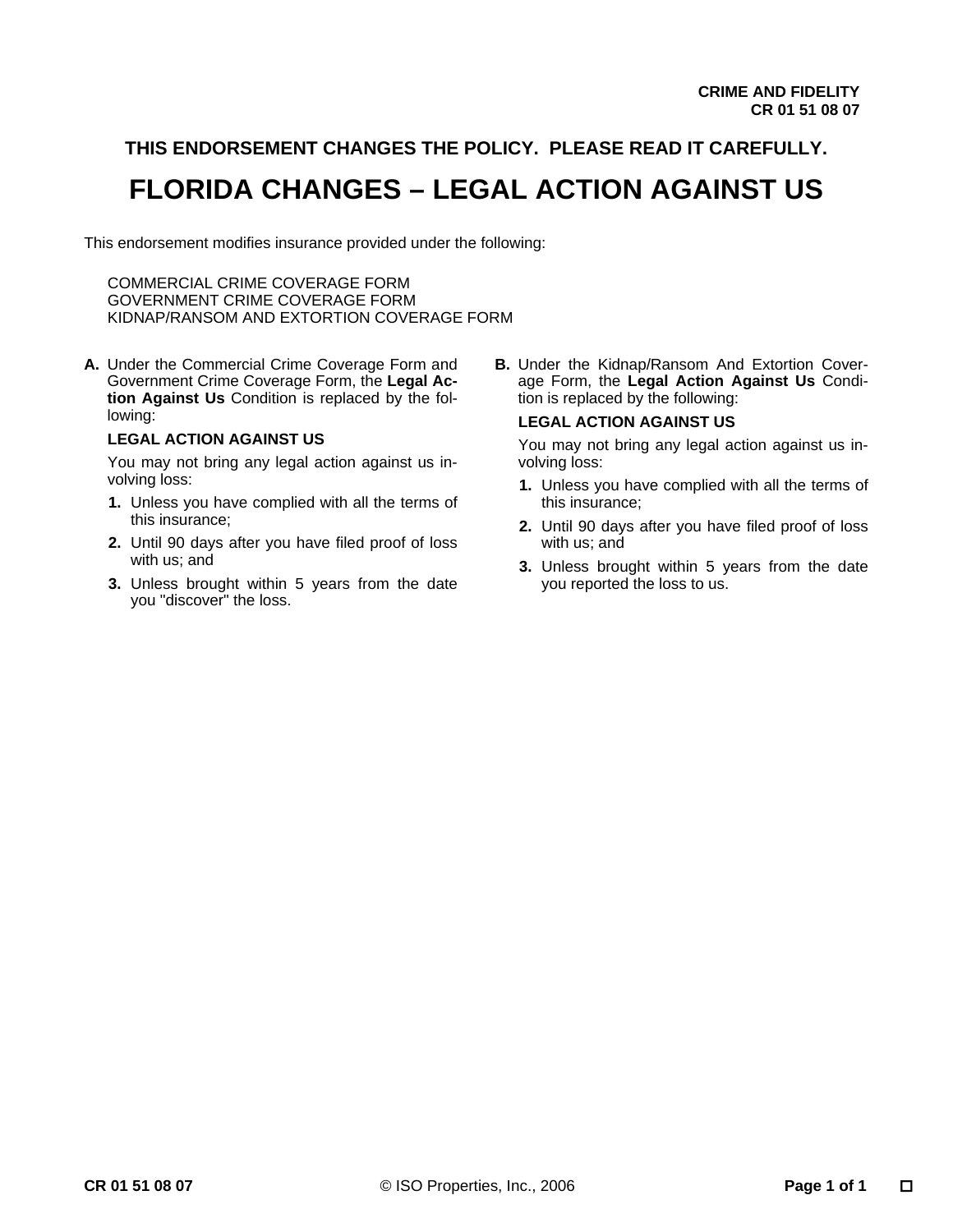CRIME AND FIDELITY
CR 01 51 08 07

**THIS ENDORSEMENT CHANGES THE POLICY. PLEASE READ IT CAREFULLY.**

# FLORIDA CHANGES – LEGAL ACTION AGAINST US

This endorsement modifies insurance provided under the following:

COMMERCIAL CRIME COVERAGE FORM
GOVERNMENT CRIME COVERAGE FORM
KIDNAP/RANSOM AND EXTORTION COVERAGE FORM

**A.** Under the Commercial Crime Coverage Form and Government Crime Coverage Form, the **Legal Action Against Us** Condition is replaced by the following:

**LEGAL ACTION AGAINST US**

You may not bring any legal action against us involving loss:

1. Unless you have complied with all the terms of this insurance;
2. Until 90 days after you have filed proof of loss with us; and
3. Unless brought within 5 years from the date you "discover" the loss.

**B.** Under the Kidnap/Ransom And Extortion Coverage Form, the **Legal Action Against Us** Condition is replaced by the following:

**LEGAL ACTION AGAINST US**

You may not bring any legal action against us involving loss:

1. Unless you have complied with all the terms of this insurance;
2. Until 90 days after you have filed proof of loss with us; and
3. Unless brought within 5 years from the date you reported the loss to us.

© ISO Properties, Inc., 2006